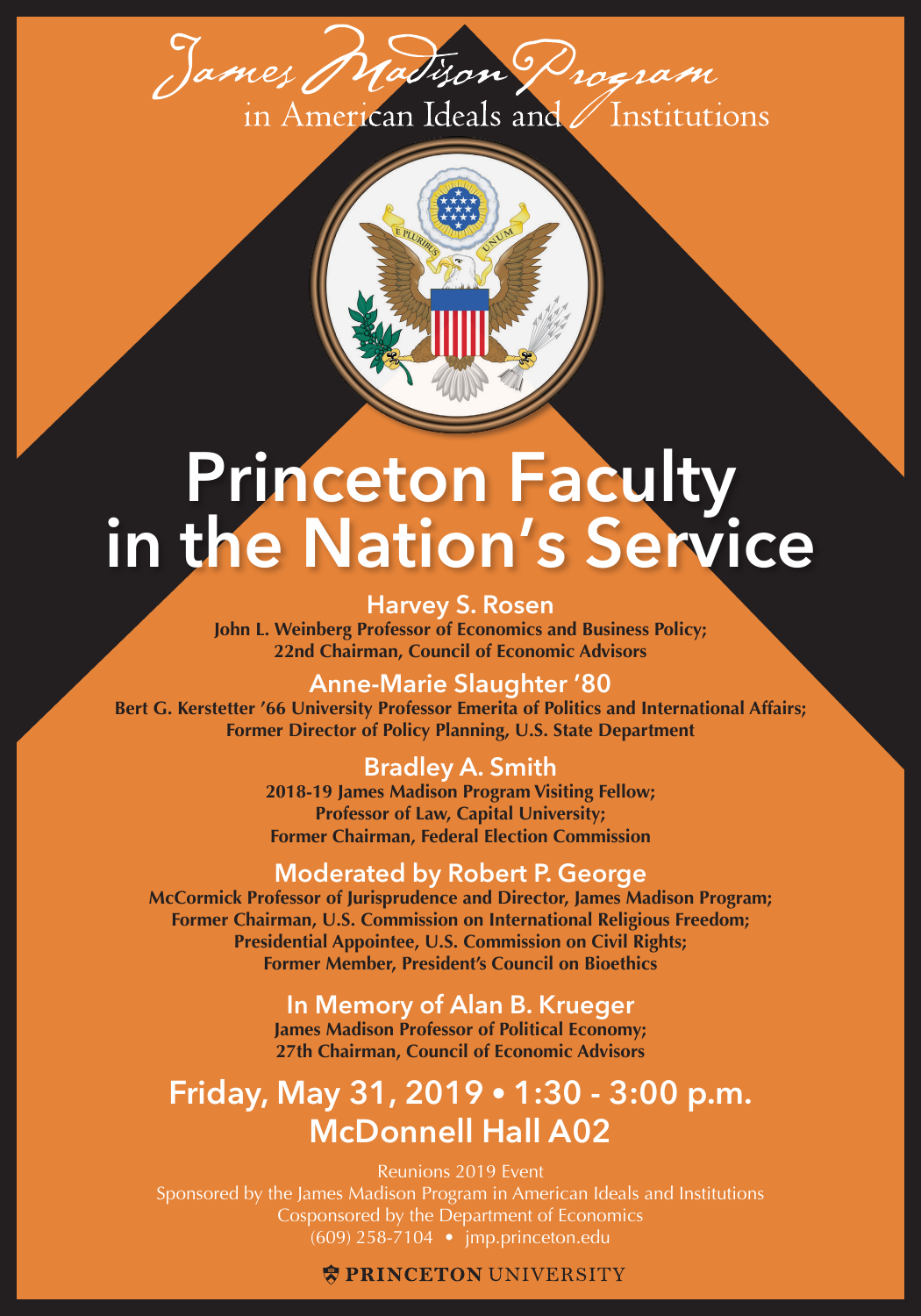James Madison Program

in American Ideals and Institutions

# Princeton Faculty in the Nation's Service

## Harvey S. Rosen

**John L. Weinberg Professor of Economics and Business Policy;**
**22nd Chairman, Council of Economic Advisors**

## Anne-Marie Slaughter '80

**Bert G. Kerstetter '66 University Professor Emerita of Politics and International Affairs;**
**Former Director of Policy Planning, U.S. State Department**

## Bradley A. Smith

**2018-19 James Madison Program Visiting Fellow;**
**Professor of Law, Capital University;**
**Former Chairman, Federal Election Commission**

## Moderated by Robert P. George

**McCormick Professor of Jurisprudence and Director, James Madison Program;**
**Former Chairman, U.S. Commission on International Religious Freedom;**
**Presidential Appointee, U.S. Commission on Civil Rights;**
**Former Member, President's Council on Bioethics**

## In Memory of Alan B. Krueger

**James Madison Professor of Political Economy;**
**27th Chairman, Council of Economic Advisors**

## Friday, May 31, 2019 • 1:30 - 3:00 p.m.
## McDonnell Hall A02

Reunions 2019 Event
Sponsored by the James Madison Program in American Ideals and Institutions
Cosponsored by the Department of Economics
(609) 258-7104 • jmp.princeton.edu

PRINCETON UNIVERSITY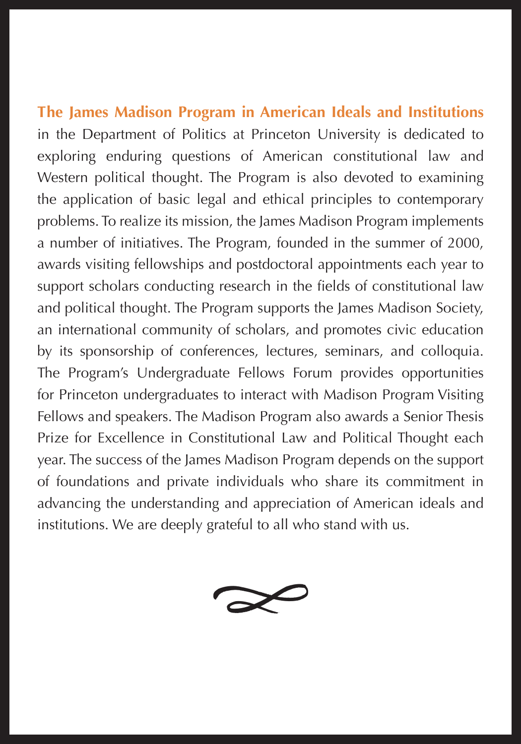**The James Madison Program in American Ideals and Institutions** in the Department of Politics at Princeton University is dedicated to exploring enduring questions of American constitutional law and Western political thought. The Program is also devoted to examining the application of basic legal and ethical principles to contemporary problems. To realize its mission, the James Madison Program implements a number of initiatives. The Program, founded in the summer of 2000, awards visiting fellowships and postdoctoral appointments each year to support scholars conducting research in the fields of constitutional law and political thought. The Program supports the James Madison Society, an international community of scholars, and promotes civic education by its sponsorship of conferences, lectures, seminars, and colloquia. The Program's Undergraduate Fellows Forum provides opportunities for Princeton undergraduates to interact with Madison Program Visiting Fellows and speakers. The Madison Program also awards a Senior Thesis Prize for Excellence in Constitutional Law and Political Thought each year. The success of the James Madison Program depends on the support of foundations and private individuals who share its commitment in advancing the understanding and appreciation of American ideals and institutions. We are deeply grateful to all who stand with us.